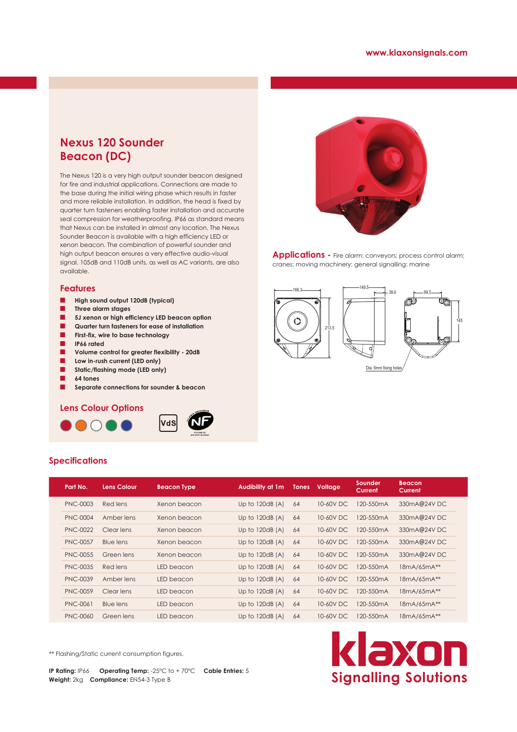www.klaxonsignals.com

# Nexus 120 Sounder Beacon (DC)

The Nexus 120 is a very high output sounder beacon designed for fire and industrial applications. Connections are made to the base during the initial wiring phase which results in faster and more reliable installation. In addition, the head is fixed by quarter turn fasteners enabling faster installation and accurate seal compression for weatherproofing. IP66 as standard means that Nexus can be installed in almost any location. The Nexus Sounder Beacon is available with a high efficiency LED or xenon beacon. The combination of powerful sounder and high output beacon ensures a very effective audio-visual signal. 105dB and 110dB units, as well as AC variants, are also available.

## Features

- **High sound output 120dB (typical)**
- **Three alarm stages**
- **5J xenon or high efficiency LED beacon option**
- **Quarter turn fasteners for ease of installation**
- **First-fix, wire to base technology**
- **IP66 rated**
- **Volume control for greater flexibility - 20dB**
- **Low in-rush current (LED only)**
- **Static/flashing mode (LED only)**
- **64 tones**
- **Separate connections for sounder & beacon**

## Lens Colour Options

**Applications -** Fire alarm; conveyors; process control alarm; cranes; moving machinery; general signalling; marine

166.3 | 213.5 | 149.5 | 38.6 | 99.5 | 145 | Dia. 6mm fixing holes

## Specifications

| Part No. | Lens Colour | Beacon Type | Audibility at 1m | Tones | Voltage | Sounder Current | Beacon Current |
|---|---|---|---|---|---|---|---|
| PNC-0003 | Red lens | Xenon beacon | Up to 120dB (A) | 64 | 10-60V DC | 120-550mA | 330mA@24V DC |
| PNC-0004 | Amber lens | Xenon beacon | Up to 120dB (A) | 64 | 10-60V DC | 120-550mA | 330mA@24V DC |
| PNC-0022 | Clear lens | Xenon beacon | Up to 120dB (A) | 64 | 10-60V DC | 120-550mA | 330mA@24V DC |
| PNC-0057 | Blue lens | Xenon beacon | Up to 120dB (A) | 64 | 10-60V DC | 120-550mA | 330mA@24V DC |
| PNC-0055 | Green lens | Xenon beacon | Up to 120dB (A) | 64 | 10-60V DC | 120-550mA | 330mA@24V DC |
| PNC-0035 | Red lens | LED beacon | Up to 120dB (A) | 64 | 10-60V DC | 120-550mA | 18mA/65mA** |
| PNC-0039 | Amber lens | LED beacon | Up to 120dB (A) | 64 | 10-60V DC | 120-550mA | 18mA/65mA** |
| PNC-0059 | Clear lens | LED beacon | Up to 120dB (A) | 64 | 10-60V DC | 120-550mA | 18mA/65mA** |
| PNC-0061 | Blue lens | LED beacon | Up to 120dB (A) | 64 | 10-60V DC | 120-550mA | 18mA/65mA** |
| PNC-0060 | Green lens | LED beacon | Up to 120dB (A) | 64 | 10-60V DC | 120-550mA | 18mA/65mA** |

** Flashing/Static current consumption figures.

**IP Rating:** IP66 **Operating Temp:** -25°C to + 70°C **Cable Entries:** 5
**Weight:** 2kg **Compliance:** EN54-3 Type B

klaxon Signalling Solutions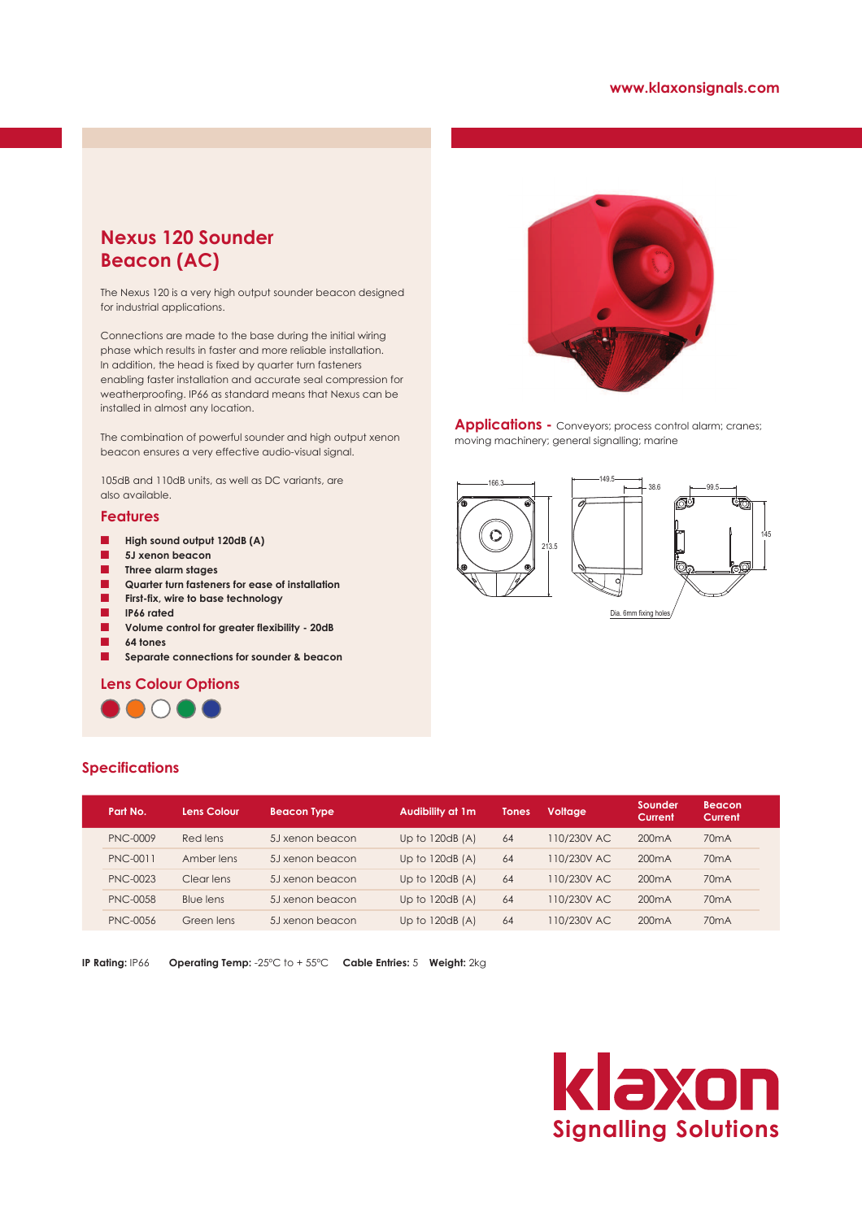www.klaxonsignals.com

# Nexus 120 Sounder Beacon (AC)

The Nexus 120 is a very high output sounder beacon designed for industrial applications.

Connections are made to the base during the initial wiring phase which results in faster and more reliable installation. In addition, the head is fixed by quarter turn fasteners enabling faster installation and accurate seal compression for weatherproofing. IP66 as standard means that Nexus can be installed in almost any location.

The combination of powerful sounder and high output xenon beacon ensures a very effective audio-visual signal.

105dB and 110dB units, as well as DC variants, are also available.

## Features

- High sound output 120dB (A)
- 5J xenon beacon
- Three alarm stages
- Quarter turn fasteners for ease of installation
- First-fix, wire to base technology
- IP66 rated
- Volume control for greater flexibility - 20dB
- 64 tones
- Separate connections for sounder & beacon

## Lens Colour Options

**Applications -** Conveyors; process control alarm; cranes; moving machinery; general signalling; marine

166.3
213.5
149.5
38.6
99.5
145
Dia. 6mm fixing holes

## Specifications

| Part No. | Lens Colour | Beacon Type | Audibility at 1m | Tones | Voltage | Sounder Current | Beacon Current |
|---|---|---|---|---|---|---|---|
| PNC-0009 | Red lens | 5J xenon beacon | Up to 120dB (A) | 64 | 110/230V AC | 200mA | 70mA |
| PNC-0011 | Amber lens | 5J xenon beacon | Up to 120dB (A) | 64 | 110/230V AC | 200mA | 70mA |
| PNC-0023 | Clear lens | 5J xenon beacon | Up to 120dB (A) | 64 | 110/230V AC | 200mA | 70mA |
| PNC-0058 | Blue lens | 5J xenon beacon | Up to 120dB (A) | 64 | 110/230V AC | 200mA | 70mA |
| PNC-0056 | Green lens | 5J xenon beacon | Up to 120dB (A) | 64 | 110/230V AC | 200mA | 70mA |

**IP Rating:** IP66 **Operating Temp:** -25°C to + 55°C **Cable Entries:** 5 **Weight:** 2kg

klaxon
Signalling Solutions